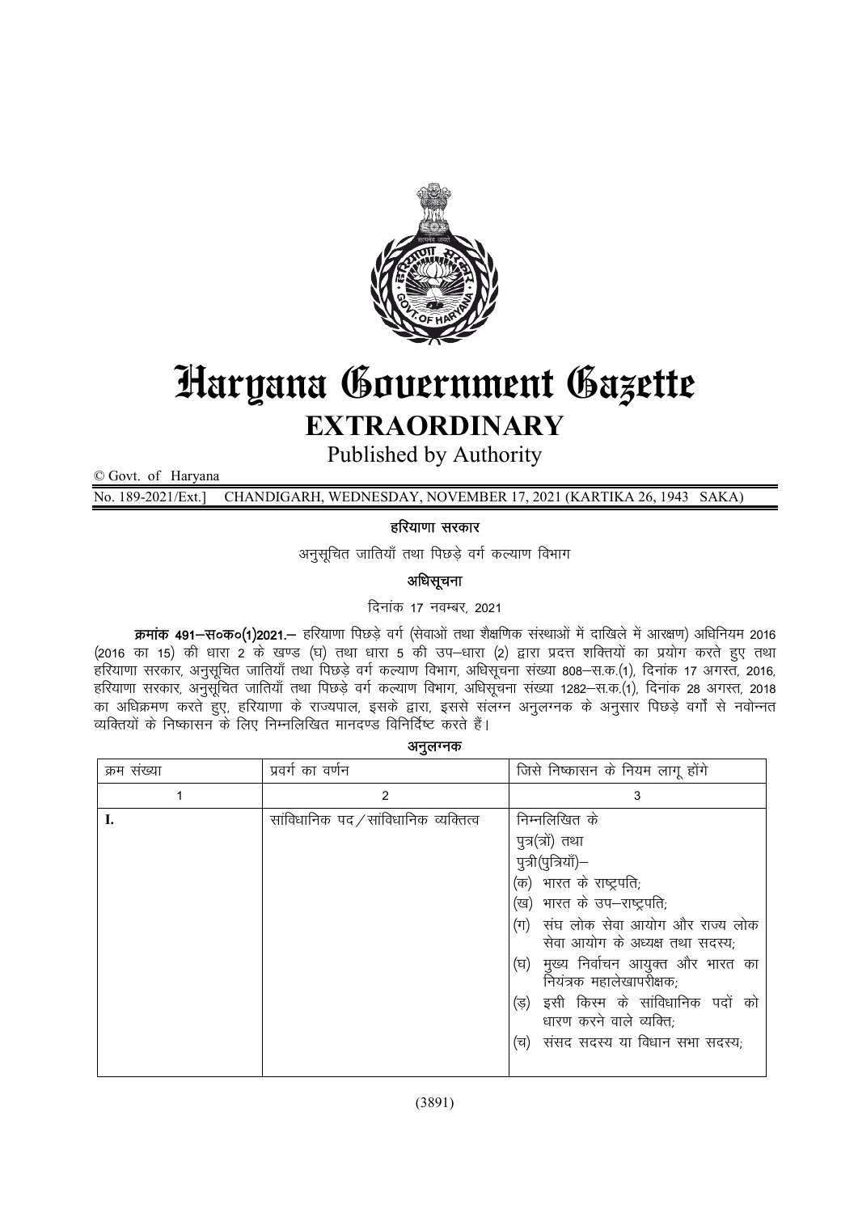# Haryana Government Gazette

## EXTRAORDINARY

Published by Authority

© Govt. of Haryana

No. 189-2021/Ext.] CHANDIGARH, WEDNESDAY, NOVEMBER 17, 2021 (KARTIKA 26, 1943 SAKA)

**हरियाणा सरकार**

अनुसूचित जातियाँ तथा पिछड़े वर्ग कल्याण विभाग

**अधिसूचना**

दिनांक 17 नवम्बर, 2021

**क्रमांक 491–स०क०(1)2021.–** हरियाणा पिछड़े वर्ग (सेवाओं तथा शैक्षणिक संस्थाओं में दाखिले में आरक्षण) अधिनियम 2016 (2016 का 15) की धारा 2 के खण्ड (घ) तथा धारा 5 की उप–धारा (2) द्वारा प्रदत्त शक्तियों का प्रयोग करते हुए तथा हरियाणा सरकार, अनुसूचित जातियाँ तथा पिछड़े वर्ग कल्याण विभाग, अधिसूचना संख्या 808–स.क.(1), दिनांक 17 अगस्त, 2016, हरियाणा सरकार, अनुसूचित जातियाँ तथा पिछड़े वर्ग कल्याण विभाग, अधिसूचना संख्या 1282–स.क.(1), दिनांक 28 अगस्त, 2018 का अधिक्रमण करते हुए, हरियाणा के राज्यपाल, इसके द्वारा, इससे संलग्न अनुलग्नक के अनुसार पिछड़े वर्गों से नवोन्नत व्यक्तियों के निष्कासन के लिए निम्नलिखित मानदण्ड विनिर्दिष्ट करते हैं।

**अनुलग्नक**

| क्रम संख्या | प्रवर्ग का वर्णन | जिसे निष्कासन के नियम लागू होंगे |
|---|---|---|
| 1 | 2 | 3 |
| I. | सांविधानिक पद / सांविधानिक व्यक्तित्व | निम्नलिखित के पुत्र(त्रों) तथा पुत्री(पुत्रियाँ)–<br>(क) भारत के राष्ट्रपति;<br>(ख) भारत के उप–राष्ट्रपति;<br>(ग) संघ लोक सेवा आयोग और राज्य लोक सेवा आयोग के अध्यक्ष तथा सदस्य;<br>(घ) मुख्य निर्वाचन आयुक्त और भारत का नियंत्रक महालेखापरीक्षक;<br>(ङ) इसी किस्म के सांविधानिक पदों को धारण करने वाले व्यक्ति;<br>(च) संसद सदस्य या विधान सभा सदस्य; |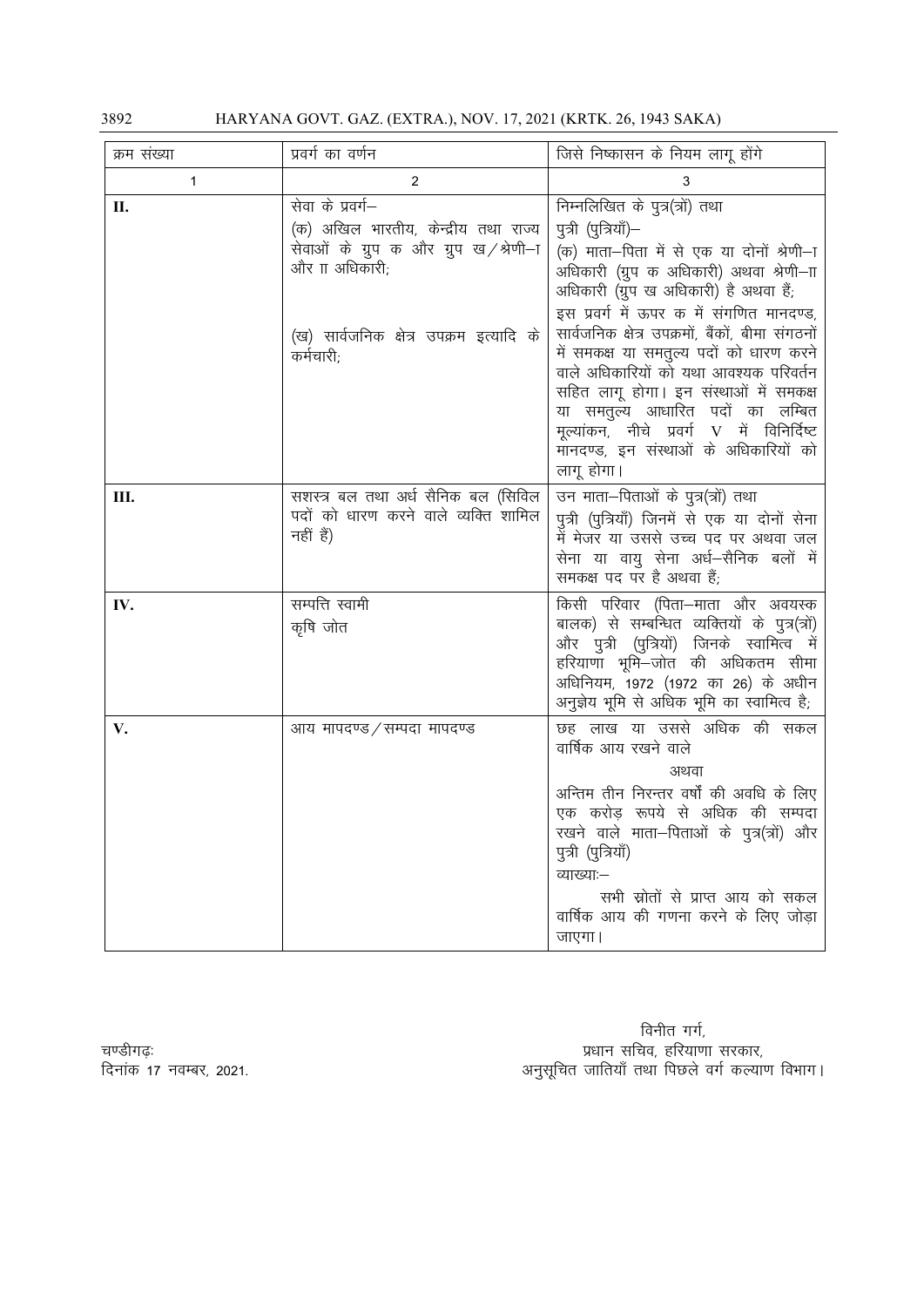| क्रम संख्या | प्रवर्ग का वर्णन | जिसे निष्कासन के नियम लागू होंगे |
|---|---|---|
| 1 | 2 | 3 |
| II. | सेवा के प्रवर्ग– (क) अखिल भारतीय, केन्द्रीय तथा राज्य सेवाओं के ग्रुप क और ग्रुप ख/श्रेणी–I और II अधिकारी; (ख) सार्वजनिक क्षेत्र उपक्रम इत्यादि के कर्मचारी; | निम्नलिखित के पुत्र(त्रों) तथा पुत्री (पुत्रियाँ)– (क) माता–पिता में से एक या दोनों श्रेणी–I अधिकारी (ग्रुप क अधिकारी) अथवा श्रेणी–II अधिकारी (ग्रुप ख अधिकारी) है अथवा हैं; इस प्रवर्ग में ऊपर क में संगणित मानदण्ड, सार्वजनिक क्षेत्र उपक्रमों, बैंकों, बीमा संगठनों में समकक्ष या समतुल्य पदों को धारण करने वाले अधिकारियों को यथा आवश्यक परिवर्तन सहित लागू होगा। इन संस्थाओं में समकक्ष या समतुल्य आधारित पदों का लम्बित मूल्यांकन, नीचे प्रवर्ग V में विनिर्दिष्ट मानदण्ड, इन संस्थाओं के अधिकारियों को लागू होगा। |
| III. | सशस्त्र बल तथा अर्ध सैनिक बल (सिविल पदों को धारण करने वाले व्यक्ति शामिल नहीं हैं) | उन माता–पिताओं के पुत्र(त्रों) तथा पुत्री (पुत्रियाँ) जिनमें से एक या दोनों सेना में मेजर या उससे उच्च पद पर अथवा जल सेना या वायु सेना अर्ध–सैनिक बलों में समकक्ष पद पर है अथवा हैं; |
| IV. | सम्पत्ति स्वामी कृषि जोत | किसी परिवार (पिता–माता और अवयस्क बालक) से सम्बन्धित व्यक्तियों के पुत्र(त्रों) और पुत्री (पुत्रियों) जिनके स्वामित्व में हरियाणा भूमि–जोत की अधिकतम सीमा अधिनियम, 1972 (1972 का 26) के अधीन अनुज्ञेय भूमि से अधिक भूमि का स्वामित्व है; |
| V. | आय मापदण्ड/सम्पदा मापदण्ड | छह लाख या उससे अधिक की सकल वार्षिक आय रखने वाले अथवा अन्तिम तीन निरन्तर वर्षों की अवधि के लिए एक करोड़ रूपये से अधिक की सम्पदा रखने वाले माता–पिताओं के पुत्र(त्रों) और पुत्री (पुत्रियाँ) व्याख्याः– सभी स्रोतों से प्राप्त आय को सकल वार्षिक आय की गणना करने के लिए जोड़ा जाएगा। |

चण्डीगढ़:
दिनांक 17 नवम्बर, 2021.

विनीत गर्ग,
प्रधान सचिव, हरियाणा सरकार,
अनुसूचित जातियाँ तथा पिछले वर्ग कल्याण विभाग।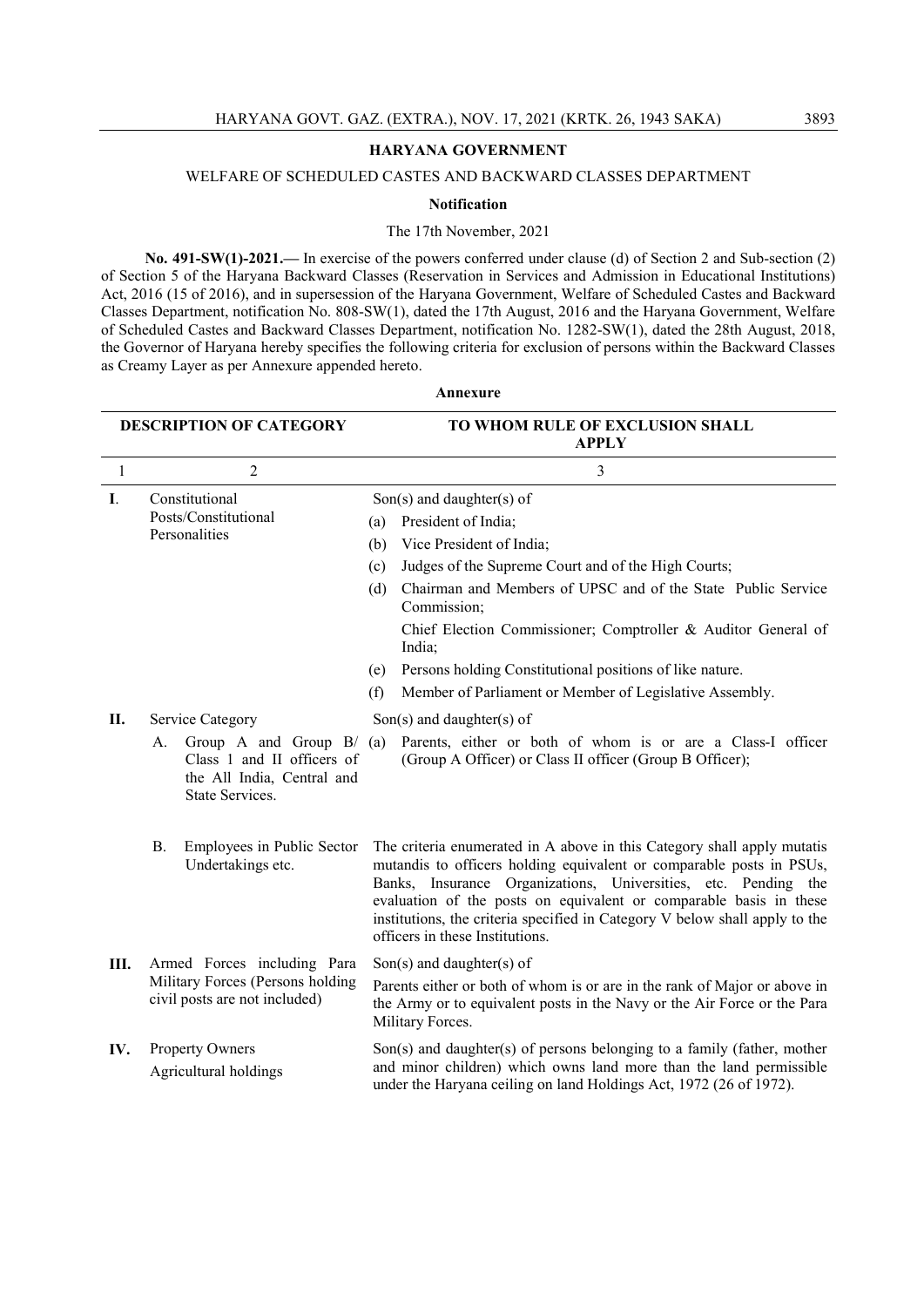**HARYANA GOVERNMENT**

WELFARE OF SCHEDULED CASTES AND BACKWARD CLASSES DEPARTMENT

**Notification**

The 17th November, 2021

**No. 491-SW(1)-2021.—** In exercise of the powers conferred under clause (d) of Section 2 and Sub-section (2) of Section 5 of the Haryana Backward Classes (Reservation in Services and Admission in Educational Institutions) Act, 2016 (15 of 2016), and in supersession of the Haryana Government, Welfare of Scheduled Castes and Backward Classes Department, notification No. 808-SW(1), dated the 17th August, 2016 and the Haryana Government, Welfare of Scheduled Castes and Backward Classes Department, notification No. 1282-SW(1), dated the 28th August, 2018, the Governor of Haryana hereby specifies the following criteria for exclusion of persons within the Backward Classes as Creamy Layer as per Annexure appended hereto.

**Annexure**

| | DESCRIPTION OF CATEGORY | TO WHOM RULE OF EXCLUSION SHALL APPLY |
|---|---|---|
| 1 | 2 | 3 |
| **I**. | Constitutional Posts/Constitutional Personalities | Son(s) and daughter(s) of<br>(a) President of India;<br>(b) Vice President of India;<br>(c) Judges of the Supreme Court and of the High Courts;<br>(d) Chairman and Members of UPSC and of the State Public Service Commission;<br>Chief Election Commissioner; Comptroller & Auditor General of India;<br>(e) Persons holding Constitutional positions of like nature.<br>(f) Member of Parliament or Member of Legislative Assembly. |
| **II.** | Service Category | Son(s) and daughter(s) of |
| | A. Group A and Group B/ Class 1 and II officers of the All India, Central and State Services. | (a) Parents, either or both of whom is or are a Class-I officer (Group A Officer) or Class II officer (Group B Officer); |
| | B. Employees in Public Sector Undertakings etc. | The criteria enumerated in A above in this Category shall apply mutatis mutandis to officers holding equivalent or comparable posts in PSUs, Banks, Insurance Organizations, Universities, etc. Pending the evaluation of the posts on equivalent or comparable basis in these institutions, the criteria specified in Category V below shall apply to the officers in these Institutions. |
| **III.** | Armed Forces including Para Military Forces (Persons holding civil posts are not included) | Son(s) and daughter(s) of<br>Parents either or both of whom is or are in the rank of Major or above in the Army or to equivalent posts in the Navy or the Air Force or the Para Military Forces. |
| **IV.** | Property Owners<br>Agricultural holdings | Son(s) and daughter(s) of persons belonging to a family (father, mother and minor children) which owns land more than the land permissible under the Haryana ceiling on land Holdings Act, 1972 (26 of 1972). |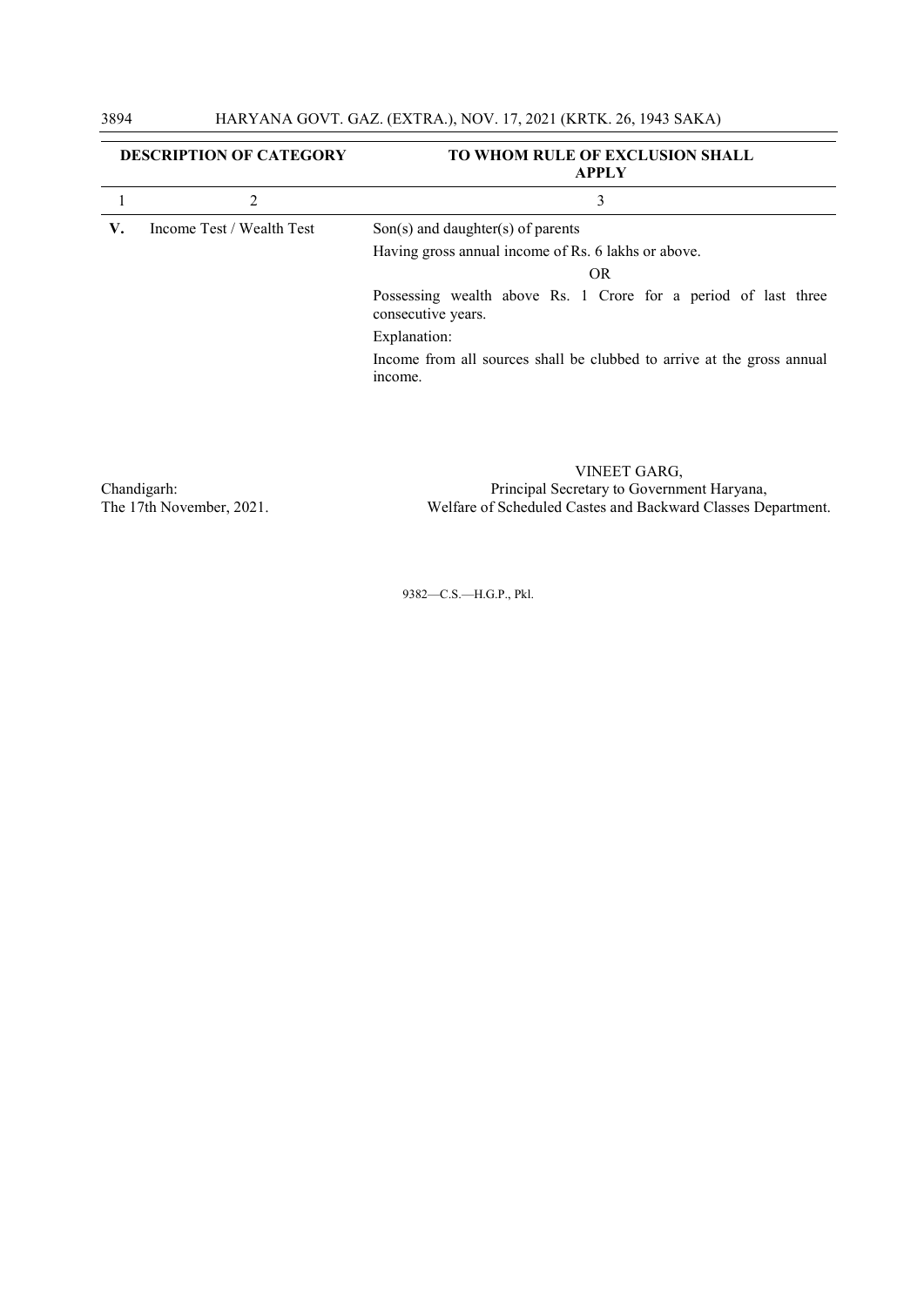| DESCRIPTION OF CATEGORY | | TO WHOM RULE OF EXCLUSION SHALL APPLY |
|---|---|---|
| 1 | 2 | 3 |
| **V.** | Income Test / Wealth Test | Son(s) and daughter(s) of parents<br>Having gross annual income of Rs. 6 lakhs or above.<br>OR<br>Possessing wealth above Rs. 1 Crore for a period of last three consecutive years.<br>Explanation:<br>Income from all sources shall be clubbed to arrive at the gross annual income. |

Chandigarh:
The 17th November, 2021.

VINEET GARG,
Principal Secretary to Government Haryana,
Welfare of Scheduled Castes and Backward Classes Department.

9382—C.S.—H.G.P., Pkl.